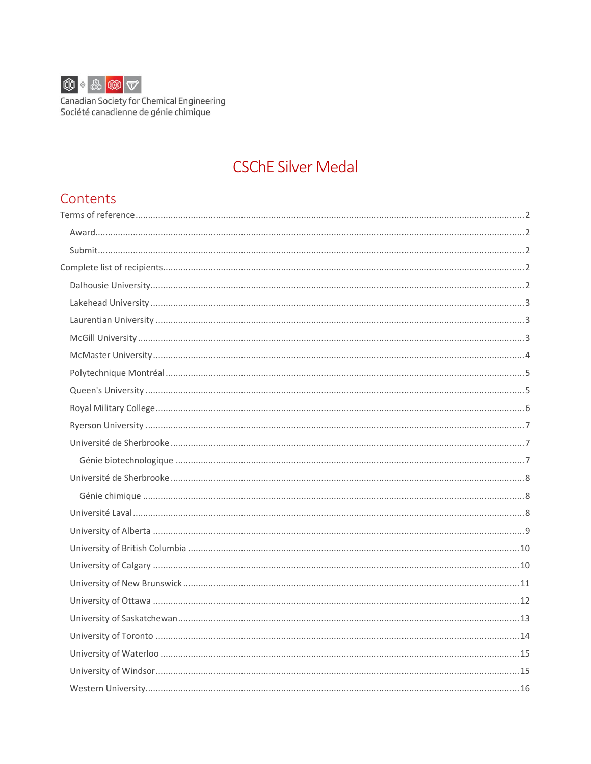Canadian Society for Chemical Engineering
Société canadienne de génie chimique

# CSChE Silver Medal

## Contents

- Terms of reference ... 2
  - Award ... 2
  - Submit ... 2
- Complete list of recipients ... 2
  - Dalhousie University ... 2
  - Lakehead University ... 3
  - Laurentian University ... 3
  - McGill University ... 3
  - McMaster University ... 4
  - Polytechnique Montréal ... 5
  - Queen's University ... 5
  - Royal Military College ... 6
  - Ryerson University ... 7
  - Université de Sherbrooke ... 7
    - Génie biotechnologique ... 7
  - Université de Sherbrooke ... 8
    - Génie chimique ... 8
  - Université Laval ... 8
  - University of Alberta ... 9
  - University of British Columbia ... 10
  - University of Calgary ... 10
  - University of New Brunswick ... 11
  - University of Ottawa ... 12
  - University of Saskatchewan ... 13
  - University of Toronto ... 14
  - University of Waterloo ... 15
  - University of Windsor ... 15
  - Western University ... 16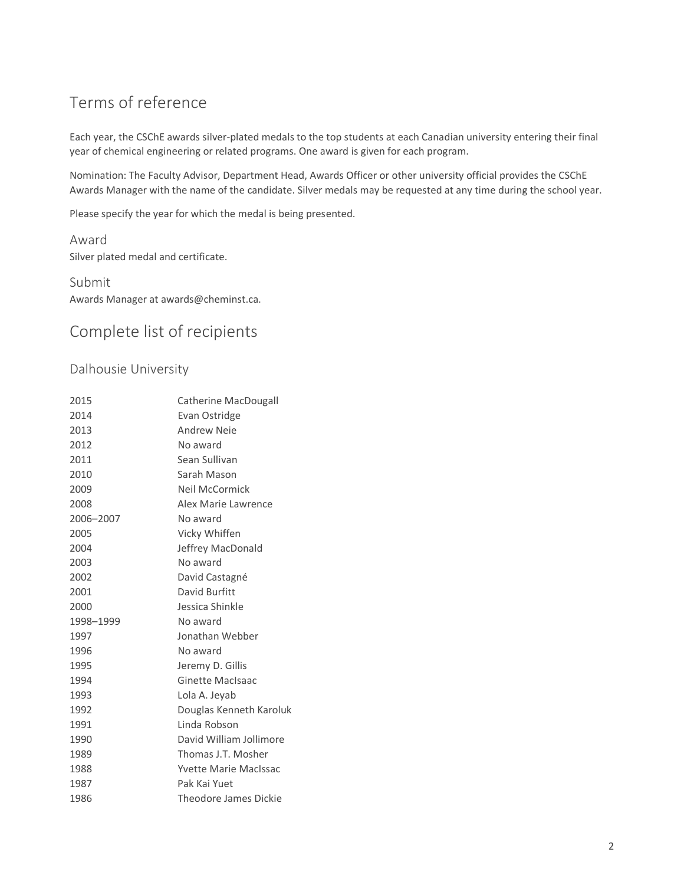## Terms of reference

Each year, the CSChE awards silver-plated medals to the top students at each Canadian university entering their final year of chemical engineering or related programs. One award is given for each program.

Nomination: The Faculty Advisor, Department Head, Awards Officer or other university official provides the CSChE Awards Manager with the name of the candidate. Silver medals may be requested at any time during the school year.

Please specify the year for which the medal is being presented.

### Award

Silver plated medal and certificate.

### Submit

Awards Manager at awards@cheminst.ca.

## Complete list of recipients

### Dalhousie University

| | |
|---|---|
| 2015 | Catherine MacDougall |
| 2014 | Evan Ostridge |
| 2013 | Andrew Neie |
| 2012 | No award |
| 2011 | Sean Sullivan |
| 2010 | Sarah Mason |
| 2009 | Neil McCormick |
| 2008 | Alex Marie Lawrence |
| 2006–2007 | No award |
| 2005 | Vicky Whiffen |
| 2004 | Jeffrey MacDonald |
| 2003 | No award |
| 2002 | David Castagné |
| 2001 | David Burfitt |
| 2000 | Jessica Shinkle |
| 1998–1999 | No award |
| 1997 | Jonathan Webber |
| 1996 | No award |
| 1995 | Jeremy D. Gillis |
| 1994 | Ginette MacIsaac |
| 1993 | Lola A. Jeyab |
| 1992 | Douglas Kenneth Karoluk |
| 1991 | Linda Robson |
| 1990 | David William Jollimore |
| 1989 | Thomas J.T. Mosher |
| 1988 | Yvette Marie MacIssac |
| 1987 | Pak Kai Yuet |
| 1986 | Theodore James Dickie |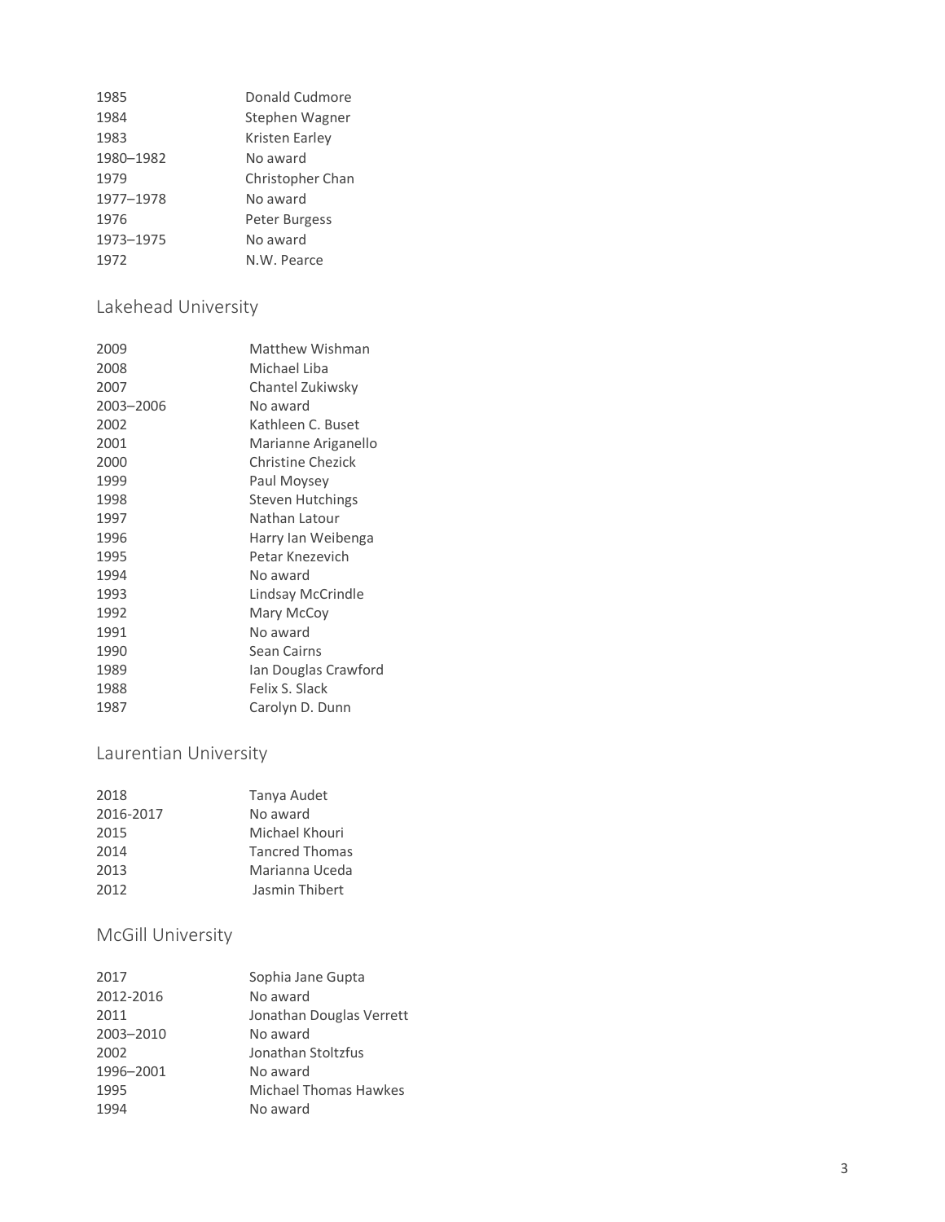| | |
|---|---|
| 1985 | Donald Cudmore |
| 1984 | Stephen Wagner |
| 1983 | Kristen Earley |
| 1980–1982 | No award |
| 1979 | Christopher Chan |
| 1977–1978 | No award |
| 1976 | Peter Burgess |
| 1973–1975 | No award |
| 1972 | N.W. Pearce |

## Lakehead University

| | |
|---|---|
| 2009 | Matthew Wishman |
| 2008 | Michael Liba |
| 2007 | Chantel Zukiwsky |
| 2003–2006 | No award |
| 2002 | Kathleen C. Buset |
| 2001 | Marianne Ariganello |
| 2000 | Christine Chezick |
| 1999 | Paul Moysey |
| 1998 | Steven Hutchings |
| 1997 | Nathan Latour |
| 1996 | Harry Ian Weibenga |
| 1995 | Petar Knezevich |
| 1994 | No award |
| 1993 | Lindsay McCrindle |
| 1992 | Mary McCoy |
| 1991 | No award |
| 1990 | Sean Cairns |
| 1989 | Ian Douglas Crawford |
| 1988 | Felix S. Slack |
| 1987 | Carolyn D. Dunn |

## Laurentian University

| | |
|---|---|
| 2018 | Tanya Audet |
| 2016-2017 | No award |
| 2015 | Michael Khouri |
| 2014 | Tancred Thomas |
| 2013 | Marianna Uceda |
| 2012 | Jasmin Thibert |

## McGill University

| | |
|---|---|
| 2017 | Sophia Jane Gupta |
| 2012-2016 | No award |
| 2011 | Jonathan Douglas Verrett |
| 2003–2010 | No award |
| 2002 | Jonathan Stoltzfus |
| 1996–2001 | No award |
| 1995 | Michael Thomas Hawkes |
| 1994 | No award |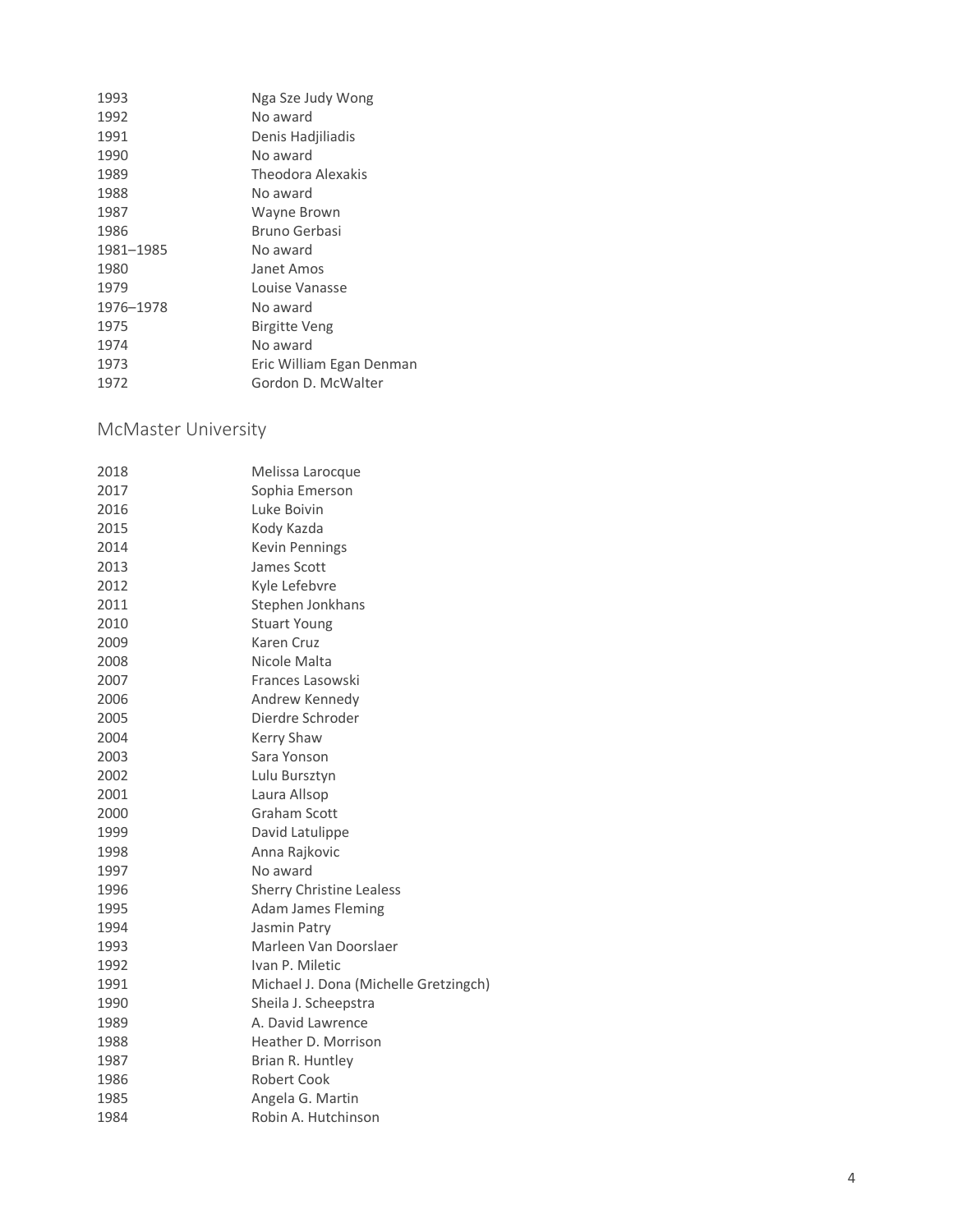| | |
|---|---|
| 1993 | Nga Sze Judy Wong |
| 1992 | No award |
| 1991 | Denis Hadjiliadis |
| 1990 | No award |
| 1989 | Theodora Alexakis |
| 1988 | No award |
| 1987 | Wayne Brown |
| 1986 | Bruno Gerbasi |
| 1981–1985 | No award |
| 1980 | Janet Amos |
| 1979 | Louise Vanasse |
| 1976–1978 | No award |
| 1975 | Birgitte Veng |
| 1974 | No award |
| 1973 | Eric William Egan Denman |
| 1972 | Gordon D. McWalter |

## McMaster University

| | |
|---|---|
| 2018 | Melissa Larocque |
| 2017 | Sophia Emerson |
| 2016 | Luke Boivin |
| 2015 | Kody Kazda |
| 2014 | Kevin Pennings |
| 2013 | James Scott |
| 2012 | Kyle Lefebvre |
| 2011 | Stephen Jonkhans |
| 2010 | Stuart Young |
| 2009 | Karen Cruz |
| 2008 | Nicole Malta |
| 2007 | Frances Lasowski |
| 2006 | Andrew Kennedy |
| 2005 | Dierdre Schroder |
| 2004 | Kerry Shaw |
| 2003 | Sara Yonson |
| 2002 | Lulu Bursztyn |
| 2001 | Laura Allsop |
| 2000 | Graham Scott |
| 1999 | David Latulippe |
| 1998 | Anna Rajkovic |
| 1997 | No award |
| 1996 | Sherry Christine Lealess |
| 1995 | Adam James Fleming |
| 1994 | Jasmin Patry |
| 1993 | Marleen Van Doorslaer |
| 1992 | Ivan P. Miletic |
| 1991 | Michael J. Dona (Michelle Gretzingch) |
| 1990 | Sheila J. Scheepstra |
| 1989 | A. David Lawrence |
| 1988 | Heather D. Morrison |
| 1987 | Brian R. Huntley |
| 1986 | Robert Cook |
| 1985 | Angela G. Martin |
| 1984 | Robin A. Hutchinson |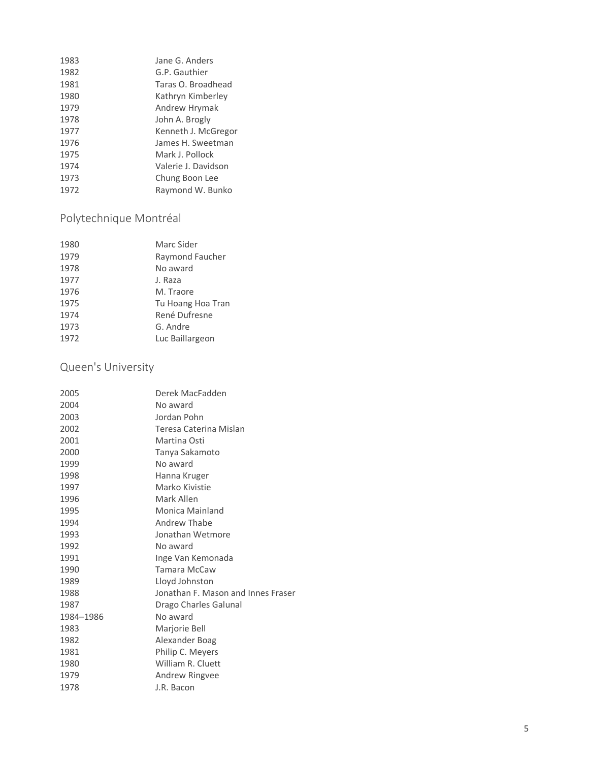| | |
|---|---|
| 1983 | Jane G. Anders |
| 1982 | G.P. Gauthier |
| 1981 | Taras O. Broadhead |
| 1980 | Kathryn Kimberley |
| 1979 | Andrew Hrymak |
| 1978 | John A. Brogly |
| 1977 | Kenneth J. McGregor |
| 1976 | James H. Sweetman |
| 1975 | Mark J. Pollock |
| 1974 | Valerie J. Davidson |
| 1973 | Chung Boon Lee |
| 1972 | Raymond W. Bunko |

## Polytechnique Montréal

| | |
|---|---|
| 1980 | Marc Sider |
| 1979 | Raymond Faucher |
| 1978 | No award |
| 1977 | J. Raza |
| 1976 | M. Traore |
| 1975 | Tu Hoang Hoa Tran |
| 1974 | René Dufresne |
| 1973 | G. Andre |
| 1972 | Luc Baillargeon |

## Queen's University

| | |
|---|---|
| 2005 | Derek MacFadden |
| 2004 | No award |
| 2003 | Jordan Pohn |
| 2002 | Teresa Caterina Mislan |
| 2001 | Martina Osti |
| 2000 | Tanya Sakamoto |
| 1999 | No award |
| 1998 | Hanna Kruger |
| 1997 | Marko Kivistie |
| 1996 | Mark Allen |
| 1995 | Monica Mainland |
| 1994 | Andrew Thabe |
| 1993 | Jonathan Wetmore |
| 1992 | No award |
| 1991 | Inge Van Kemonada |
| 1990 | Tamara McCaw |
| 1989 | Lloyd Johnston |
| 1988 | Jonathan F. Mason and Innes Fraser |
| 1987 | Drago Charles Galunal |
| 1984–1986 | No award |
| 1983 | Marjorie Bell |
| 1982 | Alexander Boag |
| 1981 | Philip C. Meyers |
| 1980 | William R. Cluett |
| 1979 | Andrew Ringvee |
| 1978 | J.R. Bacon |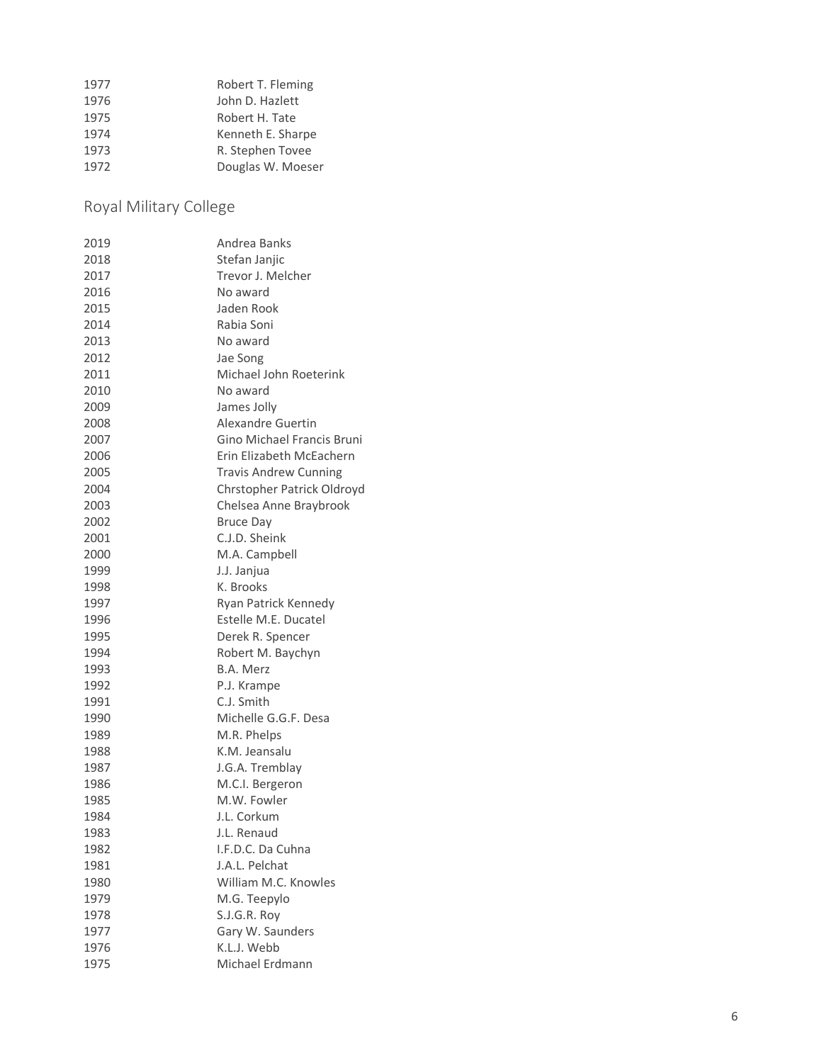| | |
|---|---|
| 1977 | Robert T. Fleming |
| 1976 | John D. Hazlett |
| 1975 | Robert H. Tate |
| 1974 | Kenneth E. Sharpe |
| 1973 | R. Stephen Tovee |
| 1972 | Douglas W. Moeser |

## Royal Military College

| | |
|---|---|
| 2019 | Andrea Banks |
| 2018 | Stefan Janjic |
| 2017 | Trevor J. Melcher |
| 2016 | No award |
| 2015 | Jaden Rook |
| 2014 | Rabia Soni |
| 2013 | No award |
| 2012 | Jae Song |
| 2011 | Michael John Roeterink |
| 2010 | No award |
| 2009 | James Jolly |
| 2008 | Alexandre Guertin |
| 2007 | Gino Michael Francis Bruni |
| 2006 | Erin Elizabeth McEachern |
| 2005 | Travis Andrew Cunning |
| 2004 | Chrstopher Patrick Oldroyd |
| 2003 | Chelsea Anne Braybrook |
| 2002 | Bruce Day |
| 2001 | C.J.D. Sheink |
| 2000 | M.A. Campbell |
| 1999 | J.J. Janjua |
| 1998 | K. Brooks |
| 1997 | Ryan Patrick Kennedy |
| 1996 | Estelle M.E. Ducatel |
| 1995 | Derek R. Spencer |
| 1994 | Robert M. Baychyn |
| 1993 | B.A. Merz |
| 1992 | P.J. Krampe |
| 1991 | C.J. Smith |
| 1990 | Michelle G.G.F. Desa |
| 1989 | M.R. Phelps |
| 1988 | K.M. Jeansalu |
| 1987 | J.G.A. Tremblay |
| 1986 | M.C.I. Bergeron |
| 1985 | M.W. Fowler |
| 1984 | J.L. Corkum |
| 1983 | J.L. Renaud |
| 1982 | I.F.D.C. Da Cuhna |
| 1981 | J.A.L. Pelchat |
| 1980 | William M.C. Knowles |
| 1979 | M.G. Teepylo |
| 1978 | S.J.G.R. Roy |
| 1977 | Gary W. Saunders |
| 1976 | K.L.J. Webb |
| 1975 | Michael Erdmann |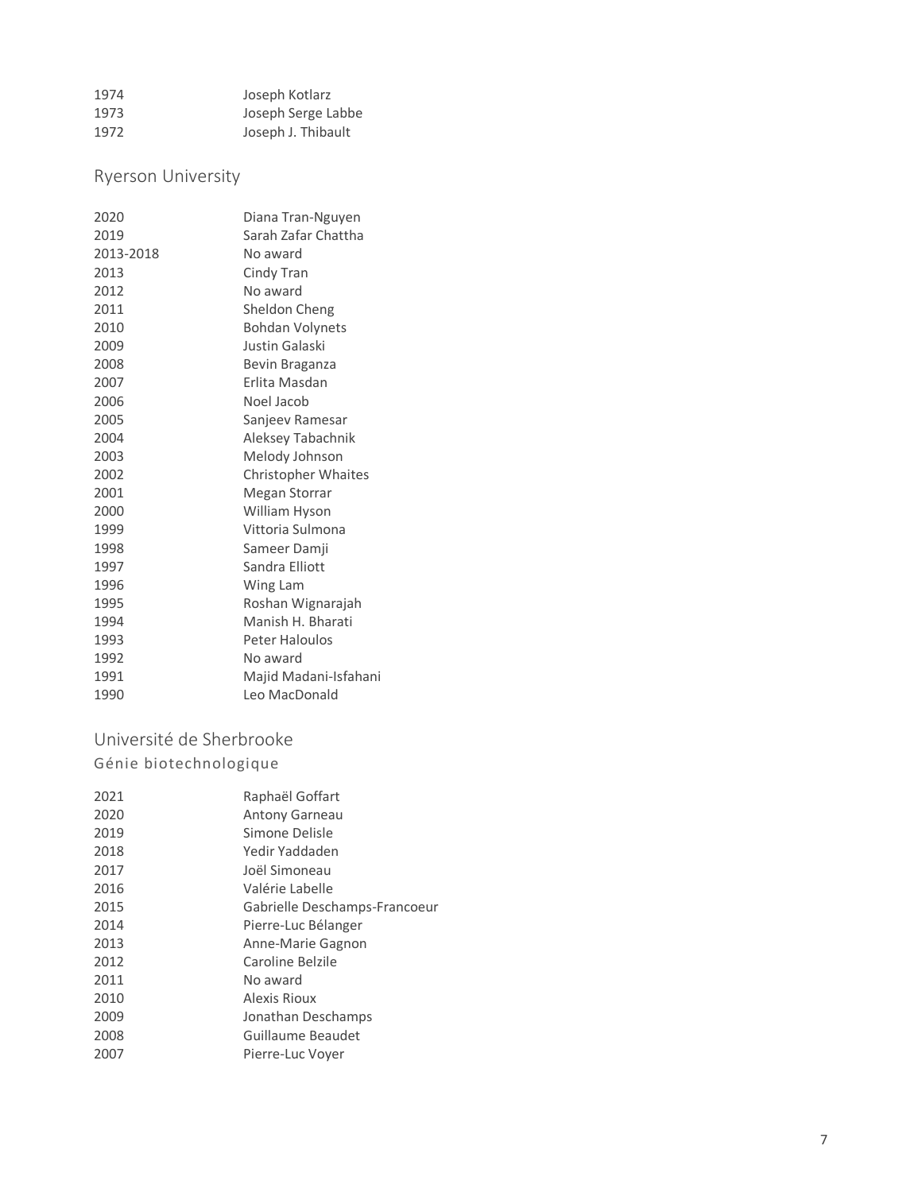| | |
|---|---|
| 1974 | Joseph Kotlarz |
| 1973 | Joseph Serge Labbe |
| 1972 | Joseph J. Thibault |

## Ryerson University

| | |
|---|---|
| 2020 | Diana Tran-Nguyen |
| 2019 | Sarah Zafar Chattha |
| 2013-2018 | No award |
| 2013 | Cindy Tran |
| 2012 | No award |
| 2011 | Sheldon Cheng |
| 2010 | Bohdan Volynets |
| 2009 | Justin Galaski |
| 2008 | Bevin Braganza |
| 2007 | Erlita Masdan |
| 2006 | Noel Jacob |
| 2005 | Sanjeev Ramesar |
| 2004 | Aleksey Tabachnik |
| 2003 | Melody Johnson |
| 2002 | Christopher Whaites |
| 2001 | Megan Storrar |
| 2000 | William Hyson |
| 1999 | Vittoria Sulmona |
| 1998 | Sameer Damji |
| 1997 | Sandra Elliott |
| 1996 | Wing Lam |
| 1995 | Roshan Wignarajah |
| 1994 | Manish H. Bharati |
| 1993 | Peter Haloulos |
| 1992 | No award |
| 1991 | Majid Madani-Isfahani |
| 1990 | Leo MacDonald |

## Université de Sherbrooke

### Génie biotechnologique

| | |
|---|---|
| 2021 | Raphaël Goffart |
| 2020 | Antony Garneau |
| 2019 | Simone Delisle |
| 2018 | Yedir Yaddaden |
| 2017 | Joël Simoneau |
| 2016 | Valérie Labelle |
| 2015 | Gabrielle Deschamps-Francoeur |
| 2014 | Pierre-Luc Bélanger |
| 2013 | Anne-Marie Gagnon |
| 2012 | Caroline Belzile |
| 2011 | No award |
| 2010 | Alexis Rioux |
| 2009 | Jonathan Deschamps |
| 2008 | Guillaume Beaudet |
| 2007 | Pierre-Luc Voyer |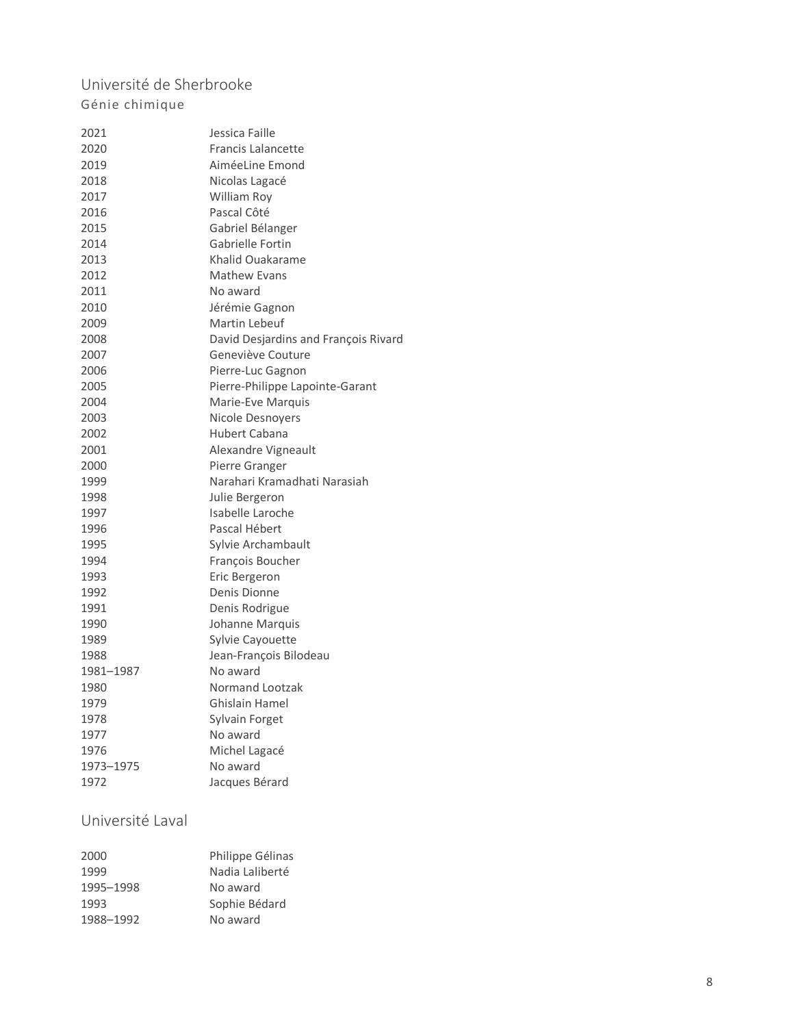## Université de Sherbrooke

### Génie chimique

| | |
|---|---|
| 2021 | Jessica Faille |
| 2020 | Francis Lalancette |
| 2019 | AiméeLine Emond |
| 2018 | Nicolas Lagacé |
| 2017 | William Roy |
| 2016 | Pascal Côté |
| 2015 | Gabriel Bélanger |
| 2014 | Gabrielle Fortin |
| 2013 | Khalid Ouakarame |
| 2012 | Mathew Evans |
| 2011 | No award |
| 2010 | Jérémie Gagnon |
| 2009 | Martin Lebeuf |
| 2008 | David Desjardins and François Rivard |
| 2007 | Geneviève Couture |
| 2006 | Pierre-Luc Gagnon |
| 2005 | Pierre-Philippe Lapointe-Garant |
| 2004 | Marie-Eve Marquis |
| 2003 | Nicole Desnoyers |
| 2002 | Hubert Cabana |
| 2001 | Alexandre Vigneault |
| 2000 | Pierre Granger |
| 1999 | Narahari Kramadhati Narasiah |
| 1998 | Julie Bergeron |
| 1997 | Isabelle Laroche |
| 1996 | Pascal Hébert |
| 1995 | Sylvie Archambault |
| 1994 | François Boucher |
| 1993 | Eric Bergeron |
| 1992 | Denis Dionne |
| 1991 | Denis Rodrigue |
| 1990 | Johanne Marquis |
| 1989 | Sylvie Cayouette |
| 1988 | Jean-François Bilodeau |
| 1981–1987 | No award |
| 1980 | Normand Lootzak |
| 1979 | Ghislain Hamel |
| 1978 | Sylvain Forget |
| 1977 | No award |
| 1976 | Michel Lagacé |
| 1973–1975 | No award |
| 1972 | Jacques Bérard |

## Université Laval

| | |
|---|---|
| 2000 | Philippe Gélinas |
| 1999 | Nadia Laliberté |
| 1995–1998 | No award |
| 1993 | Sophie Bédard |
| 1988–1992 | No award |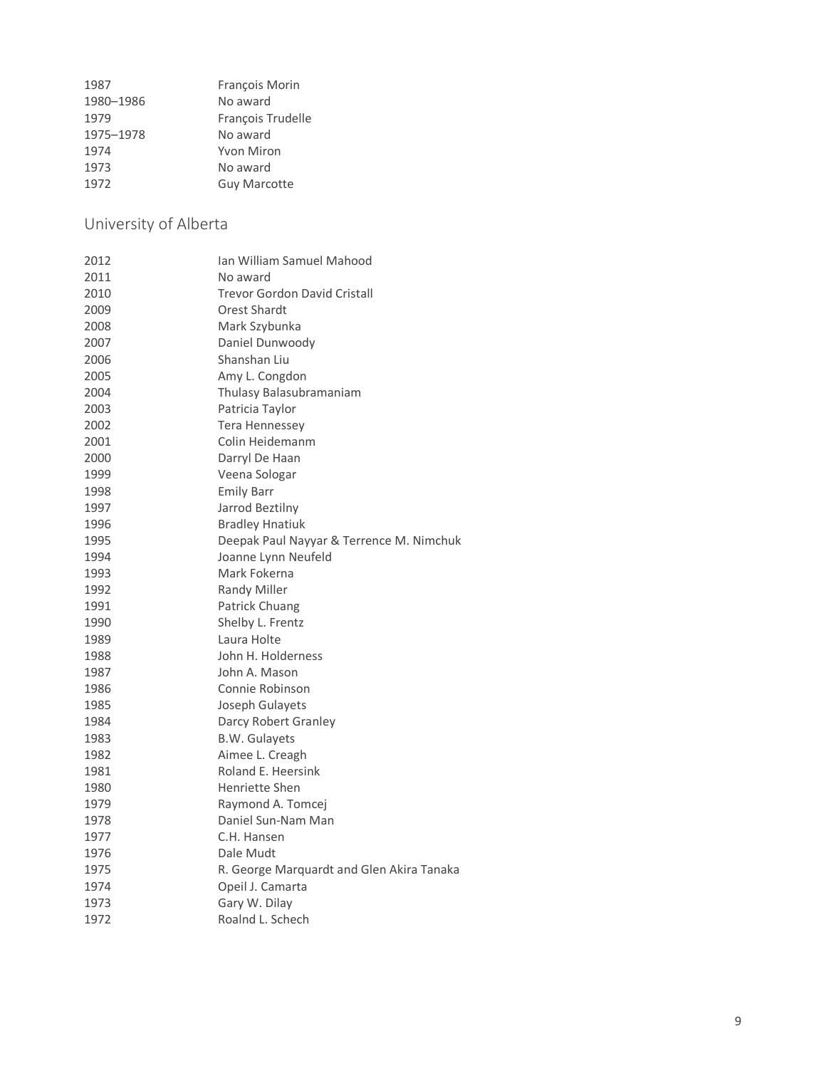| | |
|---|---|
| 1987 | François Morin |
| 1980–1986 | No award |
| 1979 | François Trudelle |
| 1975–1978 | No award |
| 1974 | Yvon Miron |
| 1973 | No award |
| 1972 | Guy Marcotte |

## University of Alberta

| | |
|---|---|
| 2012 | Ian William Samuel Mahood |
| 2011 | No award |
| 2010 | Trevor Gordon David Cristall |
| 2009 | Orest Shardt |
| 2008 | Mark Szybunka |
| 2007 | Daniel Dunwoody |
| 2006 | Shanshan Liu |
| 2005 | Amy L. Congdon |
| 2004 | Thulasy Balasubramaniam |
| 2003 | Patricia Taylor |
| 2002 | Tera Hennessey |
| 2001 | Colin Heidemanm |
| 2000 | Darryl De Haan |
| 1999 | Veena Sologar |
| 1998 | Emily Barr |
| 1997 | Jarrod Beztilny |
| 1996 | Bradley Hnatiuk |
| 1995 | Deepak Paul Nayyar & Terrence M. Nimchuk |
| 1994 | Joanne Lynn Neufeld |
| 1993 | Mark Fokerna |
| 1992 | Randy Miller |
| 1991 | Patrick Chuang |
| 1990 | Shelby L. Frentz |
| 1989 | Laura Holte |
| 1988 | John H. Holderness |
| 1987 | John A. Mason |
| 1986 | Connie Robinson |
| 1985 | Joseph Gulayets |
| 1984 | Darcy Robert Granley |
| 1983 | B.W. Gulayets |
| 1982 | Aimee L. Creagh |
| 1981 | Roland E. Heersink |
| 1980 | Henriette Shen |
| 1979 | Raymond A. Tomcej |
| 1978 | Daniel Sun-Nam Man |
| 1977 | C.H. Hansen |
| 1976 | Dale Mudt |
| 1975 | R. George Marquardt and Glen Akira Tanaka |
| 1974 | Opeil J. Camarta |
| 1973 | Gary W. Dilay |
| 1972 | Roalnd L. Schech |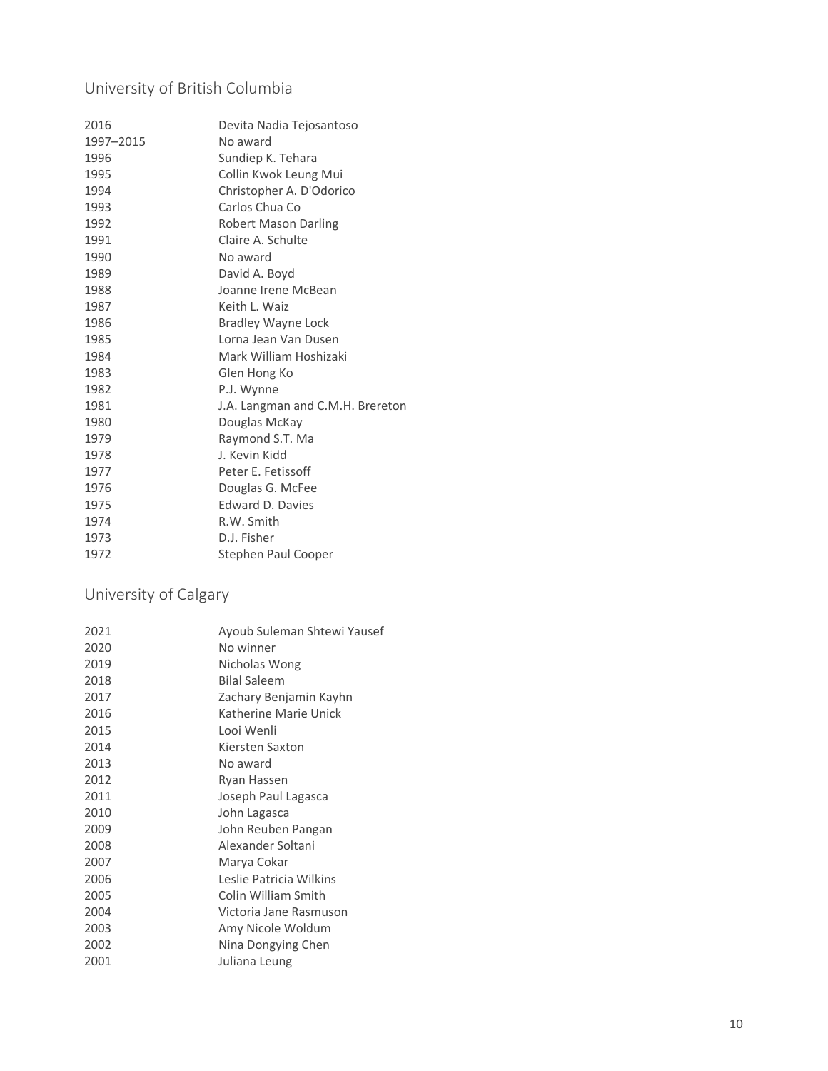## University of British Columbia

| | |
|---|---|
| 2016 | Devita Nadia Tejosantoso |
| 1997–2015 | No award |
| 1996 | Sundiep K. Tehara |
| 1995 | Collin Kwok Leung Mui |
| 1994 | Christopher A. D'Odorico |
| 1993 | Carlos Chua Co |
| 1992 | Robert Mason Darling |
| 1991 | Claire A. Schulte |
| 1990 | No award |
| 1989 | David A. Boyd |
| 1988 | Joanne Irene McBean |
| 1987 | Keith L. Waiz |
| 1986 | Bradley Wayne Lock |
| 1985 | Lorna Jean Van Dusen |
| 1984 | Mark William Hoshizaki |
| 1983 | Glen Hong Ko |
| 1982 | P.J. Wynne |
| 1981 | J.A. Langman and C.M.H. Brereton |
| 1980 | Douglas McKay |
| 1979 | Raymond S.T. Ma |
| 1978 | J. Kevin Kidd |
| 1977 | Peter E. Fetissoff |
| 1976 | Douglas G. McFee |
| 1975 | Edward D. Davies |
| 1974 | R.W. Smith |
| 1973 | D.J. Fisher |
| 1972 | Stephen Paul Cooper |

## University of Calgary

| | |
|---|---|
| 2021 | Ayoub Suleman Shtewi Yausef |
| 2020 | No winner |
| 2019 | Nicholas Wong |
| 2018 | Bilal Saleem |
| 2017 | Zachary Benjamin Kayhn |
| 2016 | Katherine Marie Unick |
| 2015 | Looi Wenli |
| 2014 | Kiersten Saxton |
| 2013 | No award |
| 2012 | Ryan Hassen |
| 2011 | Joseph Paul Lagasca |
| 2010 | John Lagasca |
| 2009 | John Reuben Pangan |
| 2008 | Alexander Soltani |
| 2007 | Marya Cokar |
| 2006 | Leslie Patricia Wilkins |
| 2005 | Colin William Smith |
| 2004 | Victoria Jane Rasmuson |
| 2003 | Amy Nicole Woldum |
| 2002 | Nina Dongying Chen |
| 2001 | Juliana Leung |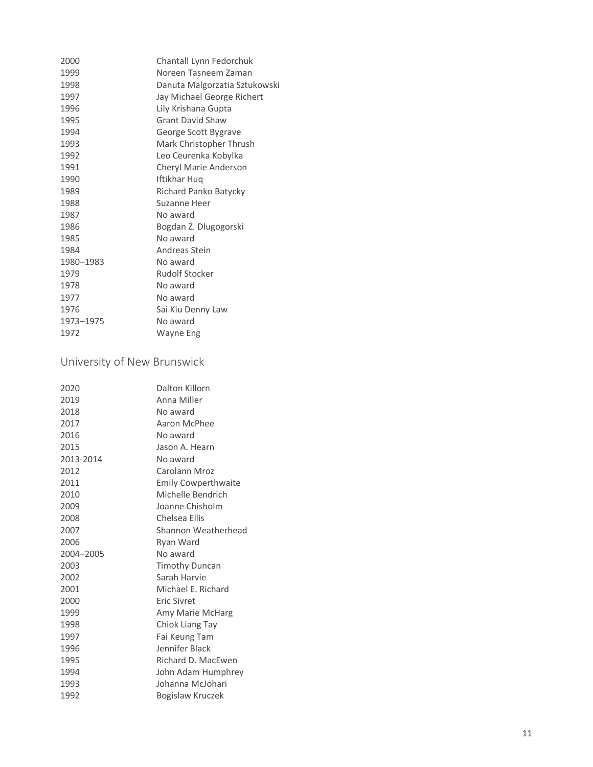| | |
|---|---|
| 2000 | Chantall Lynn Fedorchuk |
| 1999 | Noreen Tasneem Zaman |
| 1998 | Danuta Malgorzatia Sztukowski |
| 1997 | Jay Michael George Richert |
| 1996 | Lily Krishana Gupta |
| 1995 | Grant David Shaw |
| 1994 | George Scott Bygrave |
| 1993 | Mark Christopher Thrush |
| 1992 | Leo Ceurenka Kobylka |
| 1991 | Cheryl Marie Anderson |
| 1990 | Iftikhar Huq |
| 1989 | Richard Panko Batycky |
| 1988 | Suzanne Heer |
| 1987 | No award |
| 1986 | Bogdan Z. Dlugogorski |
| 1985 | No award |
| 1984 | Andreas Stein |
| 1980–1983 | No award |
| 1979 | Rudolf Stocker |
| 1978 | No award |
| 1977 | No award |
| 1976 | Sai Kiu Denny Law |
| 1973–1975 | No award |
| 1972 | Wayne Eng |

## University of New Brunswick

| | |
|---|---|
| 2020 | Dalton Killorn |
| 2019 | Anna Miller |
| 2018 | No award |
| 2017 | Aaron McPhee |
| 2016 | No award |
| 2015 | Jason A. Hearn |
| 2013-2014 | No award |
| 2012 | Carolann Mroz |
| 2011 | Emily Cowperthwaite |
| 2010 | Michelle Bendrich |
| 2009 | Joanne Chisholm |
| 2008 | Chelsea Ellis |
| 2007 | Shannon Weatherhead |
| 2006 | Ryan Ward |
| 2004–2005 | No award |
| 2003 | Timothy Duncan |
| 2002 | Sarah Harvie |
| 2001 | Michael E. Richard |
| 2000 | Eric Sivret |
| 1999 | Amy Marie McHarg |
| 1998 | Chiok Liang Tay |
| 1997 | Fai Keung Tam |
| 1996 | Jennifer Black |
| 1995 | Richard D. MacEwen |
| 1994 | John Adam Humphrey |
| 1993 | Johanna McJohari |
| 1992 | Bogislaw Kruczek |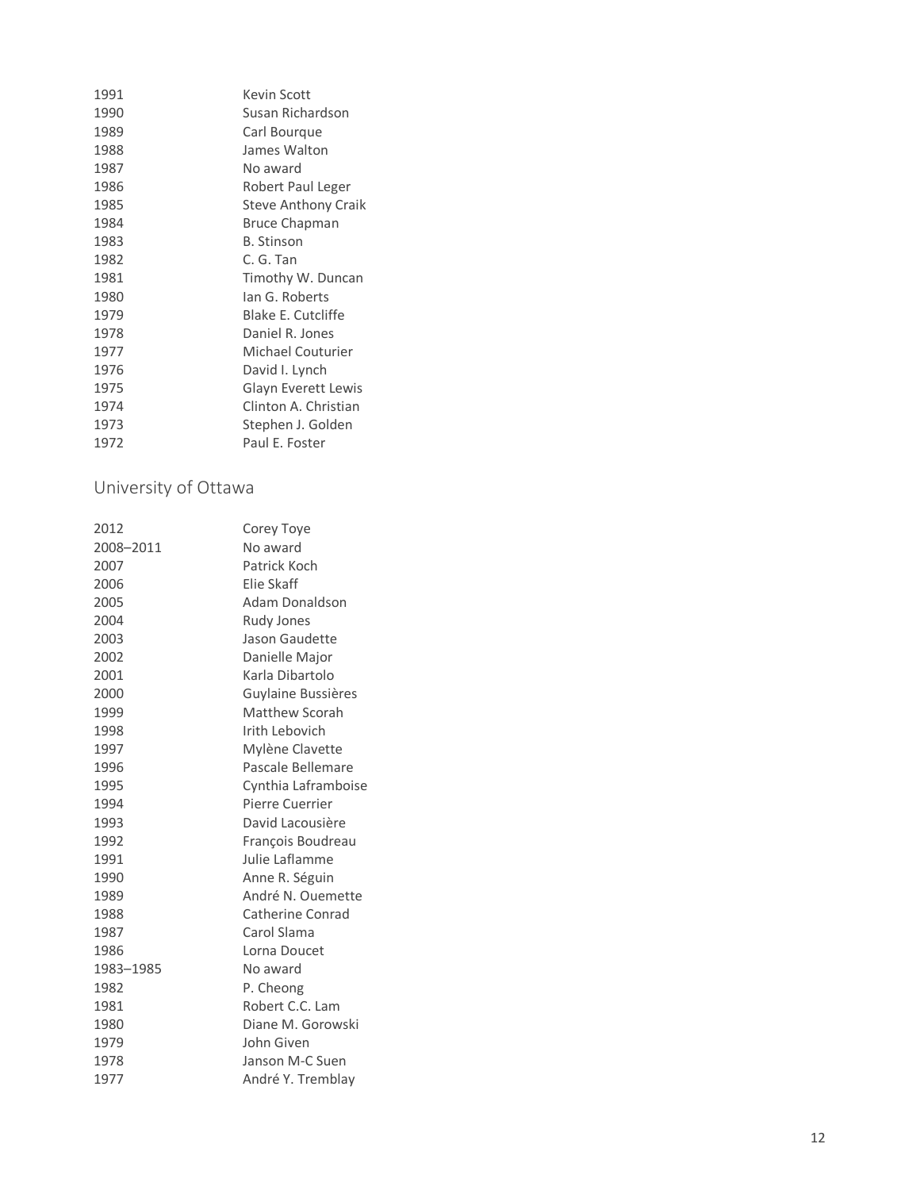| | |
|---|---|
| 1991 | Kevin Scott |
| 1990 | Susan Richardson |
| 1989 | Carl Bourque |
| 1988 | James Walton |
| 1987 | No award |
| 1986 | Robert Paul Leger |
| 1985 | Steve Anthony Craik |
| 1984 | Bruce Chapman |
| 1983 | B. Stinson |
| 1982 | C. G. Tan |
| 1981 | Timothy W. Duncan |
| 1980 | Ian G. Roberts |
| 1979 | Blake E. Cutcliffe |
| 1978 | Daniel R. Jones |
| 1977 | Michael Couturier |
| 1976 | David I. Lynch |
| 1975 | Glayn Everett Lewis |
| 1974 | Clinton A. Christian |
| 1973 | Stephen J. Golden |
| 1972 | Paul E. Foster |

## University of Ottawa

| | |
|---|---|
| 2012 | Corey Toye |
| 2008–2011 | No award |
| 2007 | Patrick Koch |
| 2006 | Elie Skaff |
| 2005 | Adam Donaldson |
| 2004 | Rudy Jones |
| 2003 | Jason Gaudette |
| 2002 | Danielle Major |
| 2001 | Karla Dibartolo |
| 2000 | Guylaine Bussières |
| 1999 | Matthew Scorah |
| 1998 | Irith Lebovich |
| 1997 | Mylène Clavette |
| 1996 | Pascale Bellemare |
| 1995 | Cynthia Laframboise |
| 1994 | Pierre Cuerrier |
| 1993 | David Lacousière |
| 1992 | François Boudreau |
| 1991 | Julie Laflamme |
| 1990 | Anne R. Séguin |
| 1989 | André N. Ouemette |
| 1988 | Catherine Conrad |
| 1987 | Carol Slama |
| 1986 | Lorna Doucet |
| 1983–1985 | No award |
| 1982 | P. Cheong |
| 1981 | Robert C.C. Lam |
| 1980 | Diane M. Gorowski |
| 1979 | John Given |
| 1978 | Janson M-C Suen |
| 1977 | André Y. Tremblay |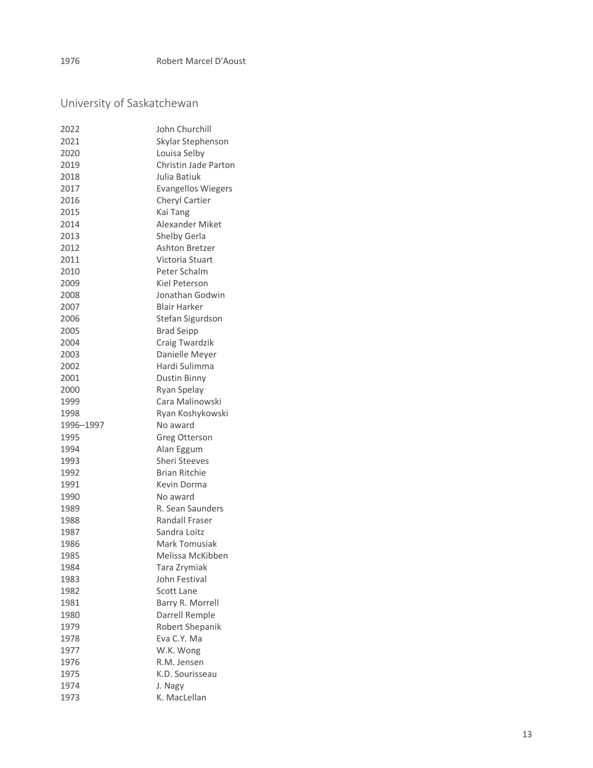1976 Robert Marcel D'Aoust

## University of Saskatchewan

| Year | Name |
|---|---|
| 2022 | John Churchill |
| 2021 | Skylar Stephenson |
| 2020 | Louisa Selby |
| 2019 | Christin Jade Parton |
| 2018 | Julia Batiuk |
| 2017 | Evangellos Wiegers |
| 2016 | Cheryl Cartier |
| 2015 | Kai Tang |
| 2014 | Alexander Miket |
| 2013 | Shelby Gerla |
| 2012 | Ashton Bretzer |
| 2011 | Victoria Stuart |
| 2010 | Peter Schalm |
| 2009 | Kiel Peterson |
| 2008 | Jonathan Godwin |
| 2007 | Blair Harker |
| 2006 | Stefan Sigurdson |
| 2005 | Brad Seipp |
| 2004 | Craig Twardzik |
| 2003 | Danielle Meyer |
| 2002 | Hardi Sulimma |
| 2001 | Dustin Binny |
| 2000 | Ryan Spelay |
| 1999 | Cara Malinowski |
| 1998 | Ryan Koshykowski |
| 1996–1997 | No award |
| 1995 | Greg Otterson |
| 1994 | Alan Eggum |
| 1993 | Sheri Steeves |
| 1992 | Brian Ritchie |
| 1991 | Kevin Dorma |
| 1990 | No award |
| 1989 | R. Sean Saunders |
| 1988 | Randall Fraser |
| 1987 | Sandra Loitz |
| 1986 | Mark Tomusiak |
| 1985 | Melissa McKibben |
| 1984 | Tara Zrymiak |
| 1983 | John Festival |
| 1982 | Scott Lane |
| 1981 | Barry R. Morrell |
| 1980 | Darrell Remple |
| 1979 | Robert Shepanik |
| 1978 | Eva C.Y. Ma |
| 1977 | W.K. Wong |
| 1976 | R.M. Jensen |
| 1975 | K.D. Sourisseau |
| 1974 | J. Nagy |
| 1973 | K. MacLellan |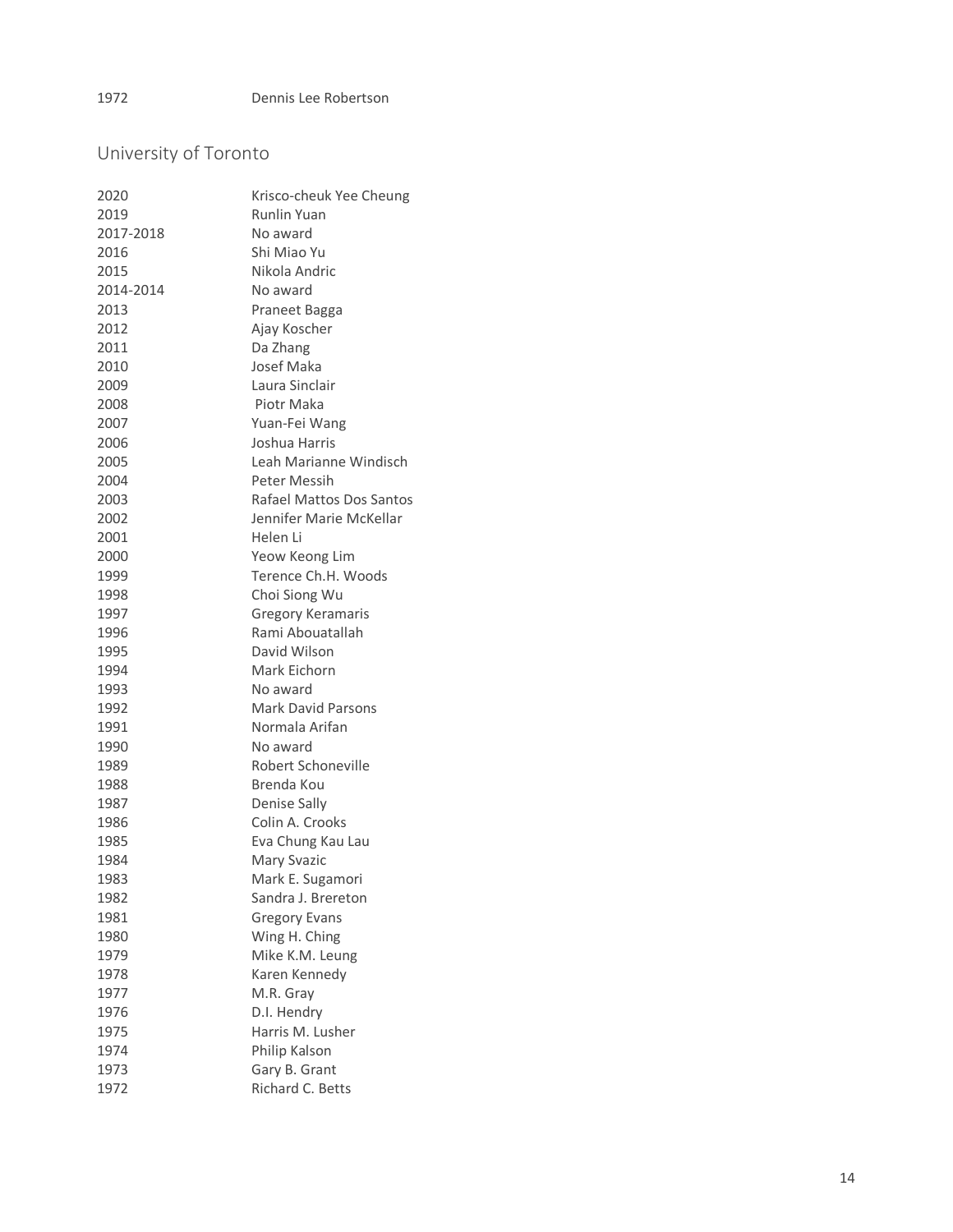| | |
|---|---|
| 1972 | Dennis Lee Robertson |

## University of Toronto

| | |
|---|---|
| 2020 | Krisco-cheuk Yee Cheung |
| 2019 | Runlin Yuan |
| 2017-2018 | No award |
| 2016 | Shi Miao Yu |
| 2015 | Nikola Andric |
| 2014-2014 | No award |
| 2013 | Praneet Bagga |
| 2012 | Ajay Koscher |
| 2011 | Da Zhang |
| 2010 | Josef Maka |
| 2009 | Laura Sinclair |
| 2008 | Piotr Maka |
| 2007 | Yuan-Fei Wang |
| 2006 | Joshua Harris |
| 2005 | Leah Marianne Windisch |
| 2004 | Peter Messih |
| 2003 | Rafael Mattos Dos Santos |
| 2002 | Jennifer Marie McKellar |
| 2001 | Helen Li |
| 2000 | Yeow Keong Lim |
| 1999 | Terence Ch.H. Woods |
| 1998 | Choi Siong Wu |
| 1997 | Gregory Keramaris |
| 1996 | Rami Abouatallah |
| 1995 | David Wilson |
| 1994 | Mark Eichorn |
| 1993 | No award |
| 1992 | Mark David Parsons |
| 1991 | Normala Arifan |
| 1990 | No award |
| 1989 | Robert Schoneville |
| 1988 | Brenda Kou |
| 1987 | Denise Sally |
| 1986 | Colin A. Crooks |
| 1985 | Eva Chung Kau Lau |
| 1984 | Mary Svazic |
| 1983 | Mark E. Sugamori |
| 1982 | Sandra J. Brereton |
| 1981 | Gregory Evans |
| 1980 | Wing H. Ching |
| 1979 | Mike K.M. Leung |
| 1978 | Karen Kennedy |
| 1977 | M.R. Gray |
| 1976 | D.I. Hendry |
| 1975 | Harris M. Lusher |
| 1974 | Philip Kalson |
| 1973 | Gary B. Grant |
| 1972 | Richard C. Betts |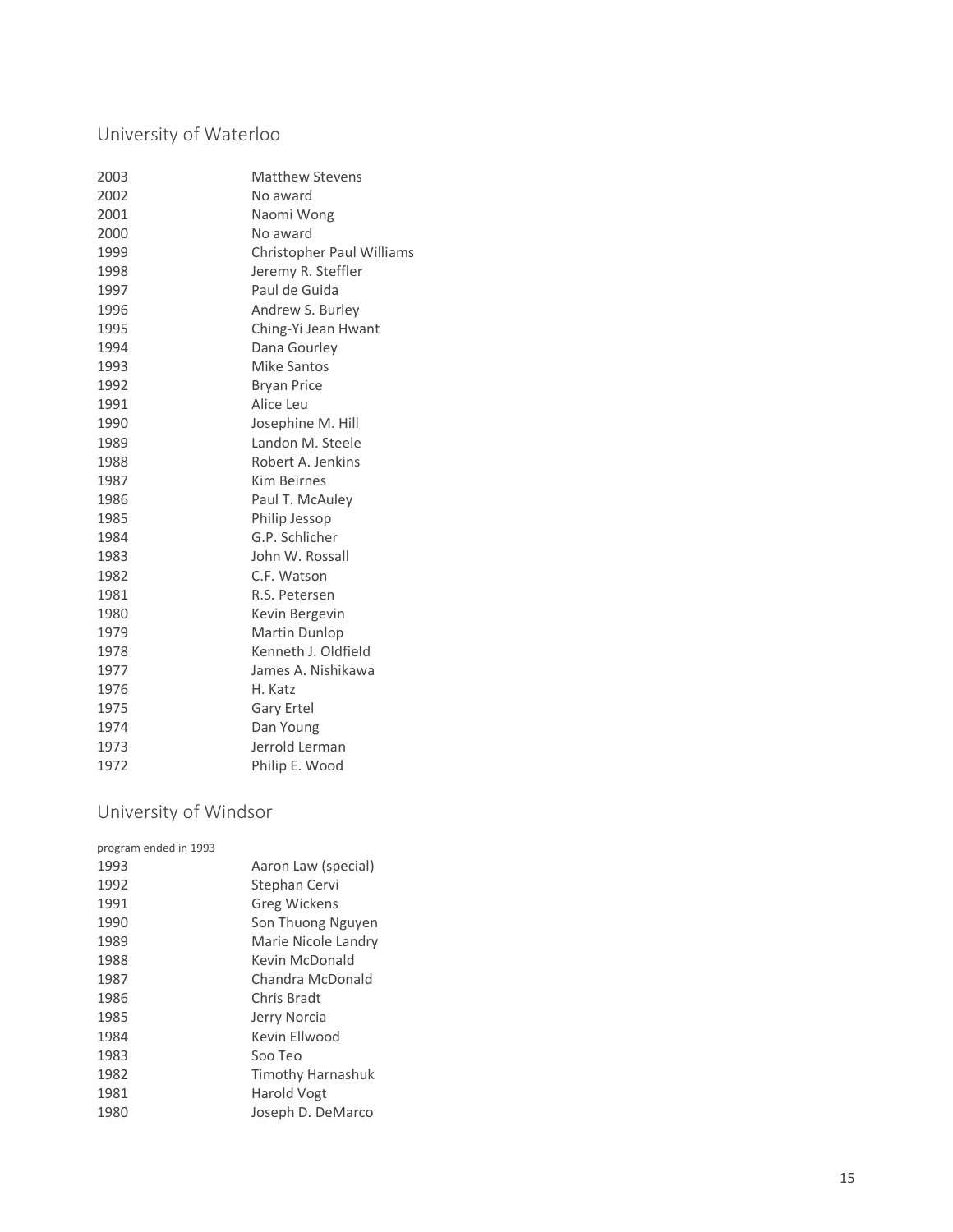## University of Waterloo

| | |
|---|---|
| 2003 | Matthew Stevens |
| 2002 | No award |
| 2001 | Naomi Wong |
| 2000 | No award |
| 1999 | Christopher Paul Williams |
| 1998 | Jeremy R. Steffler |
| 1997 | Paul de Guida |
| 1996 | Andrew S. Burley |
| 1995 | Ching-Yi Jean Hwant |
| 1994 | Dana Gourley |
| 1993 | Mike Santos |
| 1992 | Bryan Price |
| 1991 | Alice Leu |
| 1990 | Josephine M. Hill |
| 1989 | Landon M. Steele |
| 1988 | Robert A. Jenkins |
| 1987 | Kim Beirnes |
| 1986 | Paul T. McAuley |
| 1985 | Philip Jessop |
| 1984 | G.P. Schlicher |
| 1983 | John W. Rossall |
| 1982 | C.F. Watson |
| 1981 | R.S. Petersen |
| 1980 | Kevin Bergevin |
| 1979 | Martin Dunlop |
| 1978 | Kenneth J. Oldfield |
| 1977 | James A. Nishikawa |
| 1976 | H. Katz |
| 1975 | Gary Ertel |
| 1974 | Dan Young |
| 1973 | Jerrold Lerman |
| 1972 | Philip E. Wood |

## University of Windsor

program ended in 1993

| | |
|---|---|
| 1993 | Aaron Law (special) |
| 1992 | Stephan Cervi |
| 1991 | Greg Wickens |
| 1990 | Son Thuong Nguyen |
| 1989 | Marie Nicole Landry |
| 1988 | Kevin McDonald |
| 1987 | Chandra McDonald |
| 1986 | Chris Bradt |
| 1985 | Jerry Norcia |
| 1984 | Kevin Ellwood |
| 1983 | Soo Teo |
| 1982 | Timothy Harnashuk |
| 1981 | Harold Vogt |
| 1980 | Joseph D. DeMarco |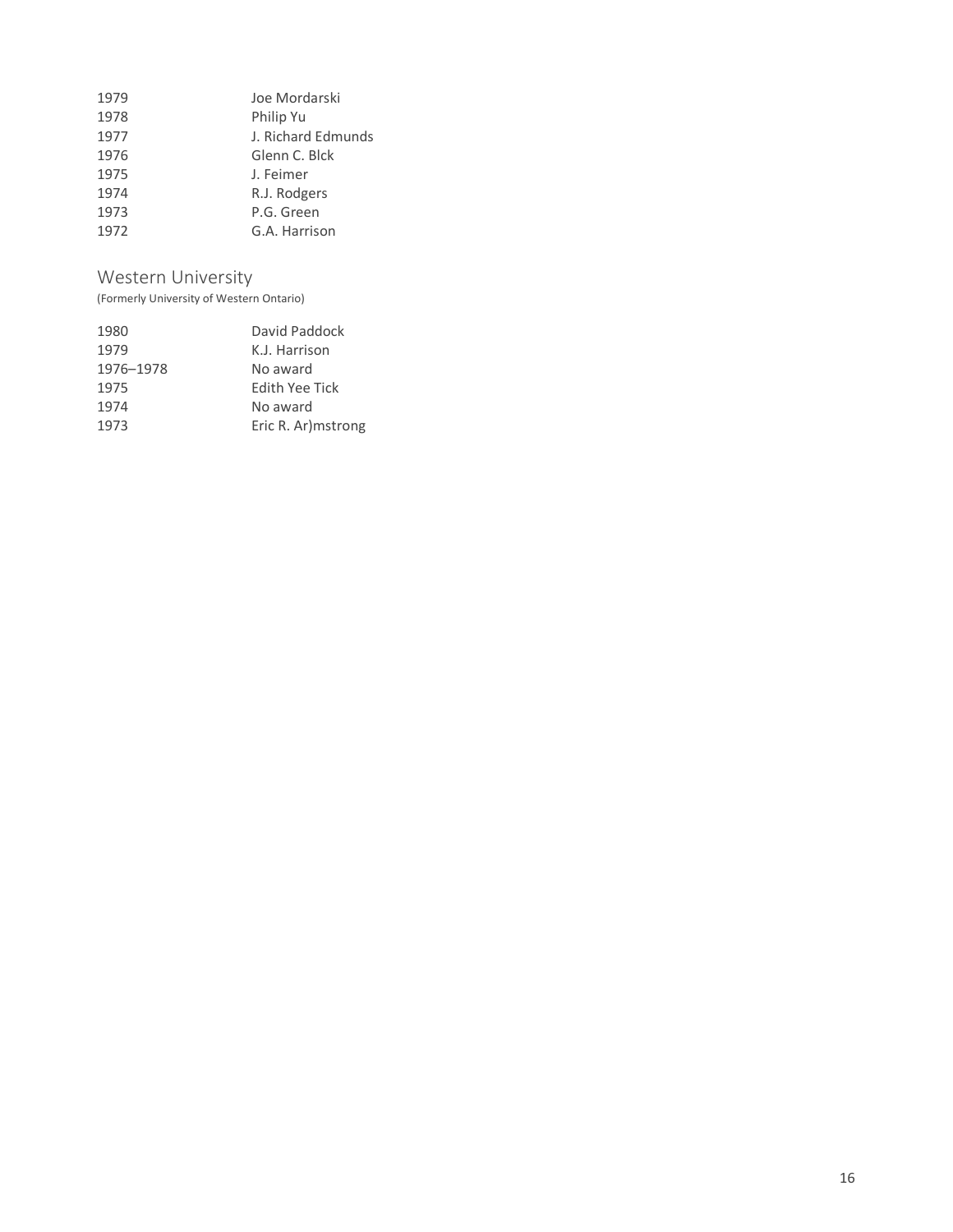| | |
|---|---|
| 1979 | Joe Mordarski |
| 1978 | Philip Yu |
| 1977 | J. Richard Edmunds |
| 1976 | Glenn C. Blck |
| 1975 | J. Feimer |
| 1974 | R.J. Rodgers |
| 1973 | P.G. Green |
| 1972 | G.A. Harrison |

## Western University

(Formerly University of Western Ontario)

| | |
|---|---|
| 1980 | David Paddock |
| 1979 | K.J. Harrison |
| 1976–1978 | No award |
| 1975 | Edith Yee Tick |
| 1974 | No award |
| 1973 | Eric R. Ar)mstrong |